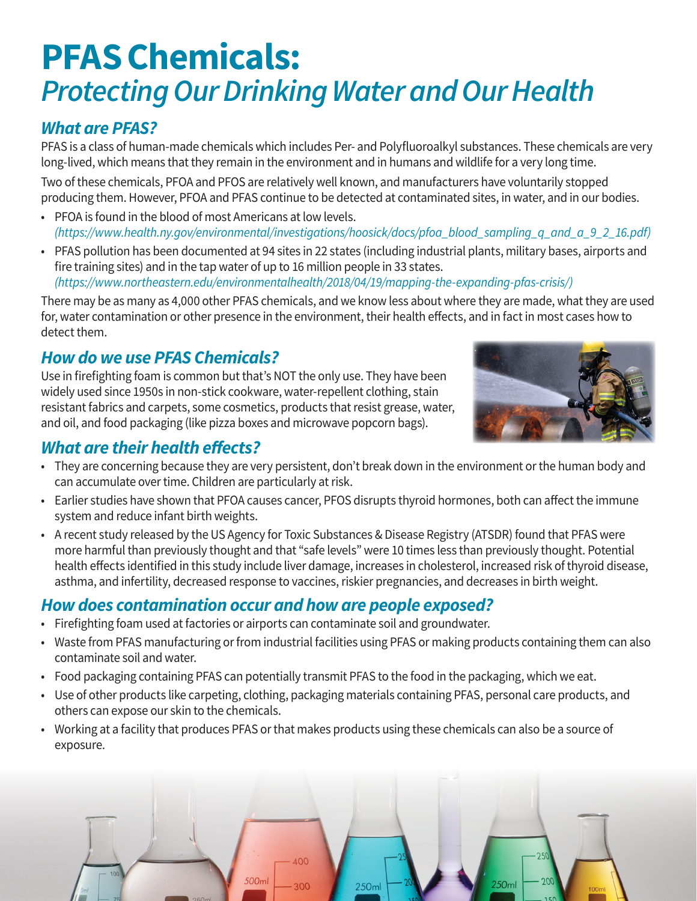# PFAS Chemicals:
## *Protecting Our Drinking Water and Our Health*

### *What are PFAS?*

PFAS is a class of human-made chemicals which includes Per- and Polyfluoroalkyl substances. These chemicals are very long-lived, which means that they remain in the environment and in humans and wildlife for a very long time.

Two of these chemicals, PFOA and PFOS are relatively well known, and manufacturers have voluntarily stopped producing them. However, PFOA and PFAS continue to be detected at contaminated sites, in water, and in our bodies.

- PFOA is found in the blood of most Americans at low levels. *(https://www.health.ny.gov/environmental/investigations/hoosick/docs/pfoa_blood_sampling_q_and_a_9_2_16.pdf)*
- PFAS pollution has been documented at 94 sites in 22 states (including industrial plants, military bases, airports and fire training sites) and in the tap water of up to 16 million people in 33 states. *(https://www.northeastern.edu/environmentalhealth/2018/04/19/mapping-the-expanding-pfas-crisis/)*

There may be as many as 4,000 other PFAS chemicals, and we know less about where they are made, what they are used for, water contamination or other presence in the environment, their health effects, and in fact in most cases how to detect them.

### *How do we use PFAS Chemicals?*

Use in firefighting foam is common but that's NOT the only use. They have been widely used since 1950s in non-stick cookware, water-repellent clothing, stain resistant fabrics and carpets, some cosmetics, products that resist grease, water, and oil, and food packaging (like pizza boxes and microwave popcorn bags).

### *What are their health effects?*

- They are concerning because they are very persistent, don't break down in the environment or the human body and can accumulate over time. Children are particularly at risk.
- Earlier studies have shown that PFOA causes cancer, PFOS disrupts thyroid hormones, both can affect the immune system and reduce infant birth weights.
- A recent study released by the US Agency for Toxic Substances & Disease Registry (ATSDR) found that PFAS were more harmful than previously thought and that "safe levels" were 10 times less than previously thought. Potential health effects identified in this study include liver damage, increases in cholesterol, increased risk of thyroid disease, asthma, and infertility, decreased response to vaccines, riskier pregnancies, and decreases in birth weight.

### *How does contamination occur and how are people exposed?*

- Firefighting foam used at factories or airports can contaminate soil and groundwater.
- Waste from PFAS manufacturing or from industrial facilities using PFAS or making products containing them can also contaminate soil and water.
- Food packaging containing PFAS can potentially transmit PFAS to the food in the packaging, which we eat.
- Use of other products like carpeting, clothing, packaging materials containing PFAS, personal care products, and others can expose our skin to the chemicals.
- Working at a facility that produces PFAS or that makes products using these chemicals can also be a source of exposure.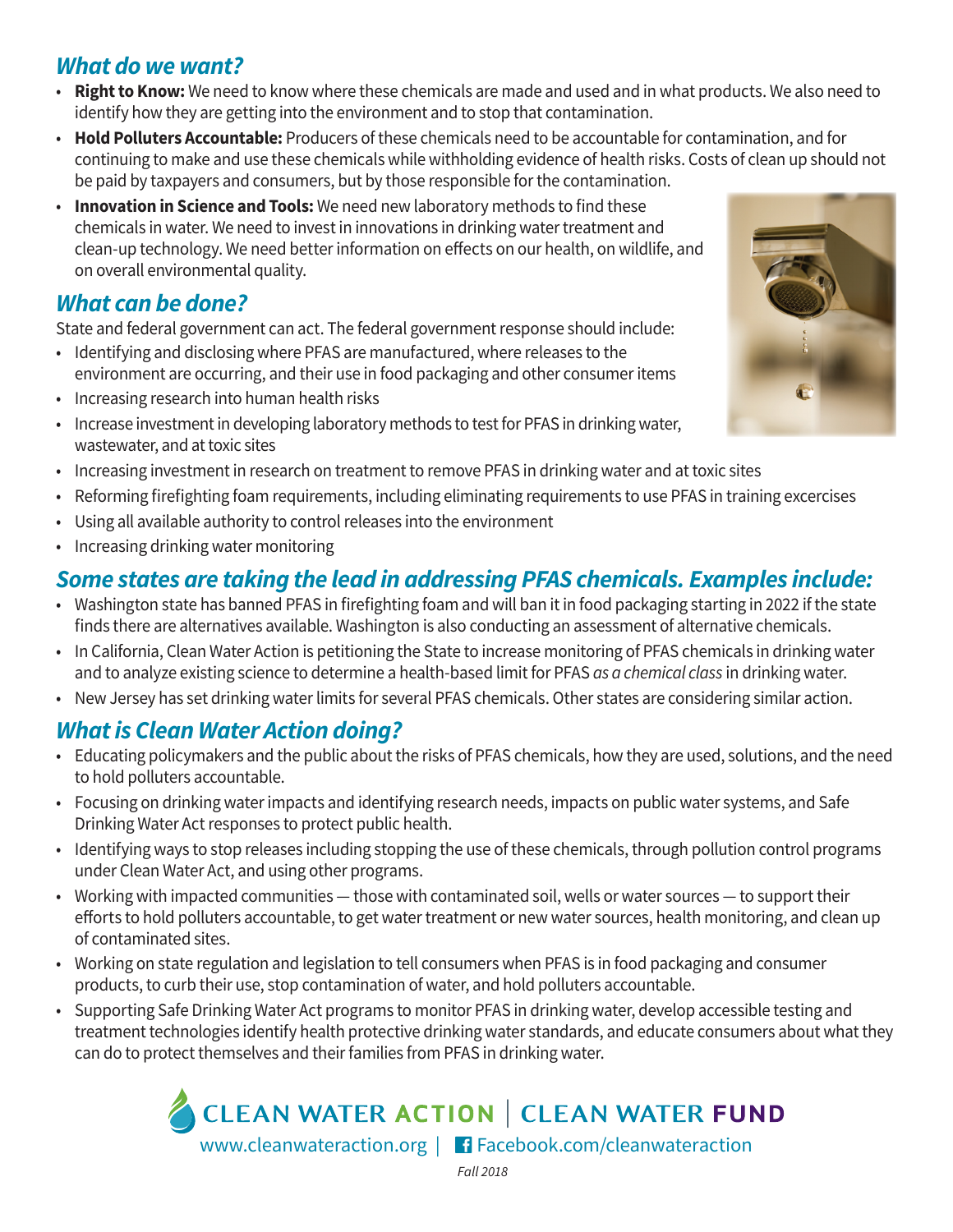## *What do we want?*

- **Right to Know:** We need to know where these chemicals are made and used and in what products. We also need to identify how they are getting into the environment and to stop that contamination.
- **Hold Polluters Accountable:** Producers of these chemicals need to be accountable for contamination, and for continuing to make and use these chemicals while withholding evidence of health risks. Costs of clean up should not be paid by taxpayers and consumers, but by those responsible for the contamination.
- **Innovation in Science and Tools:** We need new laboratory methods to find these chemicals in water. We need to invest in innovations in drinking water treatment and clean-up technology. We need better information on effects on our health, on wildlife, and on overall environmental quality.

## *What can be done?*

State and federal government can act. The federal government response should include:

- Identifying and disclosing where PFAS are manufactured, where releases to the environment are occurring, and their use in food packaging and other consumer items
- Increasing research into human health risks
- Increase investment in developing laboratory methods to test for PFAS in drinking water, wastewater, and at toxic sites
- Increasing investment in research on treatment to remove PFAS in drinking water and at toxic sites
- Reforming firefighting foam requirements, including eliminating requirements to use PFAS in training excercises
- Using all available authority to control releases into the environment
- Increasing drinking water monitoring

## *Some states are taking the lead in addressing PFAS chemicals. Examples include:*

- Washington state has banned PFAS in firefighting foam and will ban it in food packaging starting in 2022 if the state finds there are alternatives available. Washington is also conducting an assessment of alternative chemicals.
- In California, Clean Water Action is petitioning the State to increase monitoring of PFAS chemicals in drinking water and to analyze existing science to determine a health-based limit for PFAS *as a chemical class* in drinking water.
- New Jersey has set drinking water limits for several PFAS chemicals. Other states are considering similar action.

## *What is Clean Water Action doing?*

- Educating policymakers and the public about the risks of PFAS chemicals, how they are used, solutions, and the need to hold polluters accountable.
- Focusing on drinking water impacts and identifying research needs, impacts on public water systems, and Safe Drinking Water Act responses to protect public health.
- Identifying ways to stop releases including stopping the use of these chemicals, through pollution control programs under Clean Water Act, and using other programs.
- Working with impacted communities — those with contaminated soil, wells or water sources — to support their efforts to hold polluters accountable, to get water treatment or new water sources, health monitoring, and clean up of contaminated sites.
- Working on state regulation and legislation to tell consumers when PFAS is in food packaging and consumer products, to curb their use, stop contamination of water, and hold polluters accountable.
- Supporting Safe Drinking Water Act programs to monitor PFAS in drinking water, develop accessible testing and treatment technologies identify health protective drinking water standards, and educate consumers about what they can do to protect themselves and their families from PFAS in drinking water.

CLEAN WATER ACTION | CLEAN WATER FUND

www.cleanwateraction.org | Facebook.com/cleanwateraction

*Fall 2018*